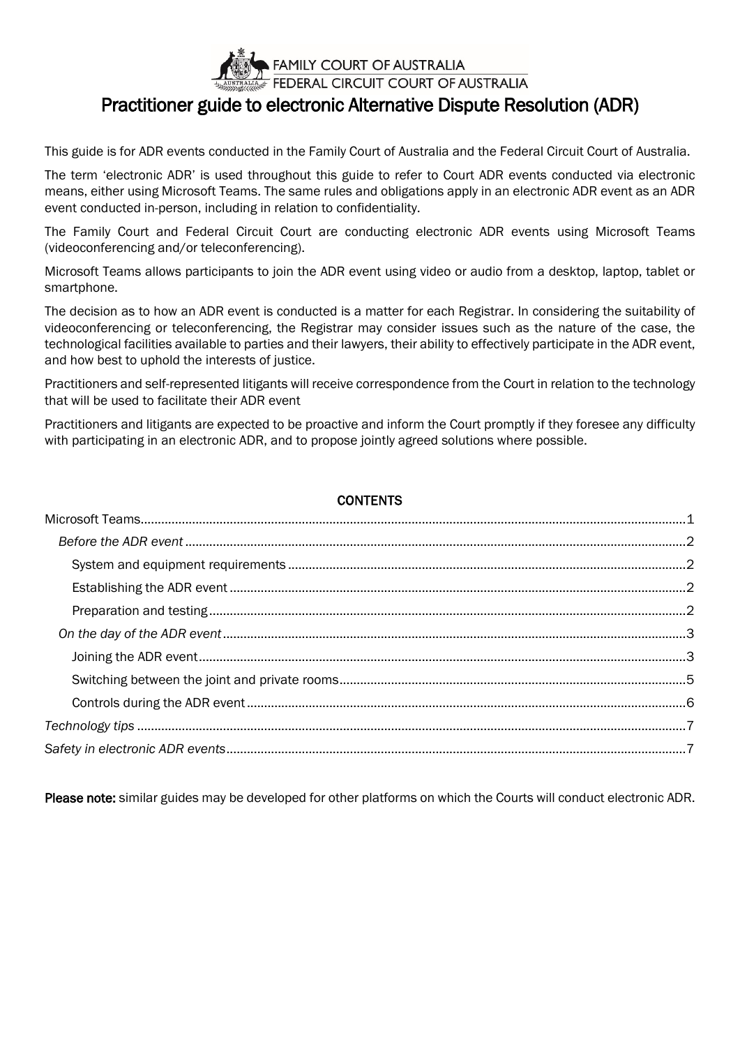FAMILY COURT OF AUSTRALIA
FEDERAL CIRCUIT COURT OF AUSTRALIA

# Practitioner guide to electronic Alternative Dispute Resolution (ADR)

This guide is for ADR events conducted in the Family Court of Australia and the Federal Circuit Court of Australia.

The term 'electronic ADR' is used throughout this guide to refer to Court ADR events conducted via electronic means, either using Microsoft Teams. The same rules and obligations apply in an electronic ADR event as an ADR event conducted in-person, including in relation to confidentiality.

The Family Court and Federal Circuit Court are conducting electronic ADR events using Microsoft Teams (videoconferencing and/or teleconferencing).

Microsoft Teams allows participants to join the ADR event using video or audio from a desktop, laptop, tablet or smartphone.

The decision as to how an ADR event is conducted is a matter for each Registrar. In considering the suitability of videoconferencing or teleconferencing, the Registrar may consider issues such as the nature of the case, the technological facilities available to parties and their lawyers, their ability to effectively participate in the ADR event, and how best to uphold the interests of justice.

Practitioners and self-represented litigants will receive correspondence from the Court in relation to the technology that will be used to facilitate their ADR event

Practitioners and litigants are expected to be proactive and inform the Court promptly if they foresee any difficulty with participating in an electronic ADR, and to propose jointly agreed solutions where possible.

**CONTENTS**

- Microsoft Teams....1
  - *Before the ADR event*....2
    - System and equipment requirements....2
    - Establishing the ADR event....2
    - Preparation and testing....2
  - *On the day of the ADR event*....3
    - Joining the ADR event....3
    - Switching between the joint and private rooms....5
    - Controls during the ADR event....6
- *Technology tips*....7
- *Safety in electronic ADR events*....7

**Please note:** similar guides may be developed for other platforms on which the Courts will conduct electronic ADR.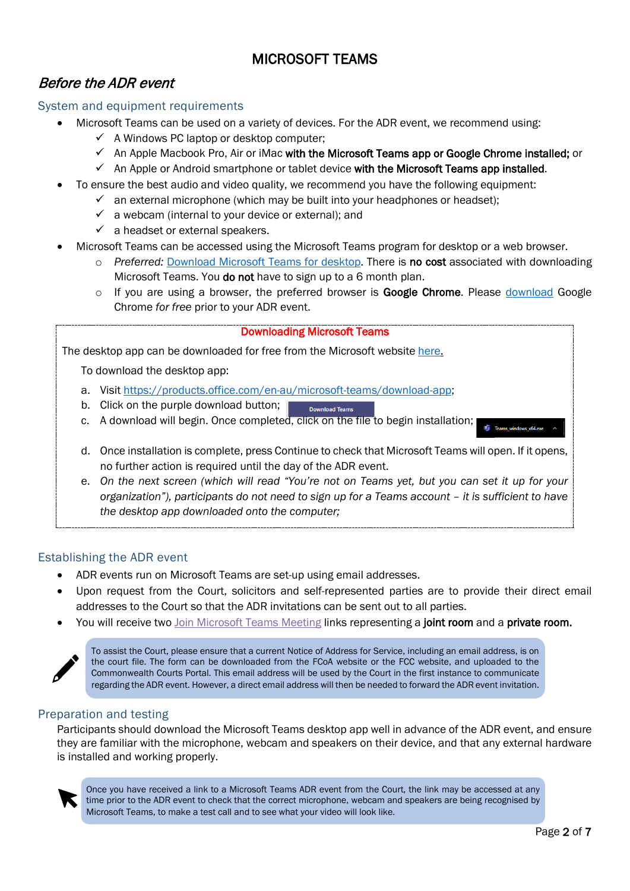# MICROSOFT TEAMS

## *Before the ADR event*

### System and equipment requirements

- Microsoft Teams can be used on a variety of devices. For the ADR event, we recommend using:
  - ✓ A Windows PC laptop or desktop computer;
  - ✓ An Apple Macbook Pro, Air or iMac **with the Microsoft Teams app or Google Chrome installed;** or
  - ✓ An Apple or Android smartphone or tablet device **with the Microsoft Teams app installed**.
- To ensure the best audio and video quality, we recommend you have the following equipment:
  - ✓ an external microphone (which may be built into your headphones or headset);
  - ✓ a webcam (internal to your device or external); and
  - ✓ a headset or external speakers.
- Microsoft Teams can be accessed using the Microsoft Teams program for desktop or a web browser.
  - *Preferred:* Download Microsoft Teams for desktop. There is **no cost** associated with downloading Microsoft Teams. You **do not** have to sign up to a 6 month plan.
  - If you are using a browser, the preferred browser is **Google Chrome**. Please download Google Chrome *for free* prior to your ADR event.

**Downloading Microsoft Teams**

The desktop app can be downloaded for free from the Microsoft website here.

To download the desktop app:

a. Visit https://products.office.com/en-au/microsoft-teams/download-app;
b. Click on the purple download button; Download Teams
c. A download will begin. Once completed, click on the file to begin installation; Teams_windows_x64.exe
d. Once installation is complete, press Continue to check that Microsoft Teams will open. If it opens, no further action is required until the day of the ADR event.
e. *On the next screen (which will read "You're not on Teams yet, but you can set it up for your organization"), participants do not need to sign up for a Teams account – it is sufficient to have the desktop app downloaded onto the computer;*

### Establishing the ADR event

- ADR events run on Microsoft Teams are set-up using email addresses.
- Upon request from the Court, solicitors and self-represented parties are to provide their direct email addresses to the Court so that the ADR invitations can be sent out to all parties.
- You will receive two Join Microsoft Teams Meeting links representing a **joint room** and a **private room.**

To assist the Court, please ensure that a current Notice of Address for Service, including an email address, is on the court file. The form can be downloaded from the FCoA website or the FCC website, and uploaded to the Commonwealth Courts Portal. This email address will be used by the Court in the first instance to communicate regarding the ADR event. However, a direct email address will then be needed to forward the ADR event invitation.

### Preparation and testing

Participants should download the Microsoft Teams desktop app well in advance of the ADR event, and ensure they are familiar with the microphone, webcam and speakers on their device, and that any external hardware is installed and working properly.

Once you have received a link to a Microsoft Teams ADR event from the Court, the link may be accessed at any time prior to the ADR event to check that the correct microphone, webcam and speakers are being recognised by Microsoft Teams, to make a test call and to see what your video will look like.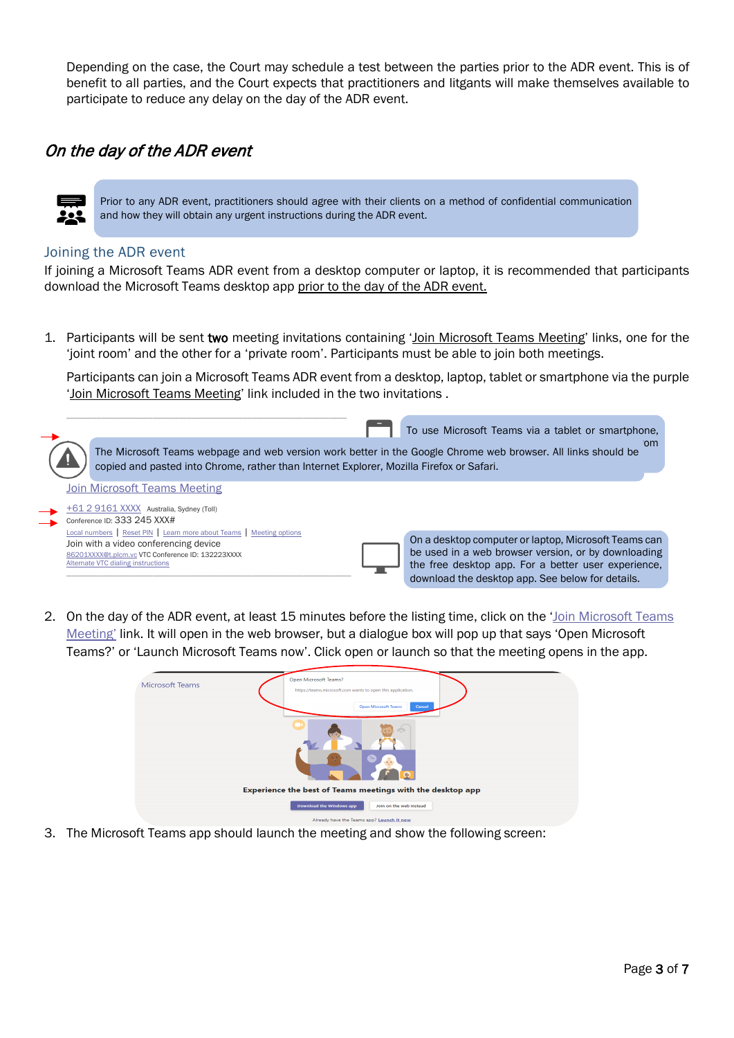Depending on the case, the Court may schedule a test between the parties prior to the ADR event. This is of benefit to all parties, and the Court expects that practitioners and litgants will make themselves available to participate to reduce any delay on the day of the ADR event.

## *On the day of the ADR event*

Prior to any ADR event, practitioners should agree with their clients on a method of confidential communication and how they will obtain any urgent instructions during the ADR event.

### Joining the ADR event

If joining a Microsoft Teams ADR event from a desktop computer or laptop, it is recommended that participants download the Microsoft Teams desktop app prior to the day of the ADR event.

1. Participants will be sent **two** meeting invitations containing 'Join Microsoft Teams Meeting' links, one for the 'joint room' and the other for a 'private room'. Participants must be able to join both meetings.

   Participants can join a Microsoft Teams ADR event from a desktop, laptop, tablet or smartphone via the purple 'Join Microsoft Teams Meeting' link included in the two invitations .

To use Microsoft Teams via a tablet or smartphone, om

The Microsoft Teams webpage and web version work better in the Google Chrome web browser. All links should be copied and pasted into Chrome, rather than Internet Explorer, Mozilla Firefox or Safari.

Join Microsoft Teams Meeting

+61 2 9161 XXXX Australia, Sydney (Toll)
Conference ID: 333 245 XXX#
Local numbers | Reset PIN | Learn more about Teams | Meeting options
Join with a video conferencing device
86201XXXX@t.plcm.vc VTC Conference ID: 132223XXXX
Alternate VTC dialing instructions

On a desktop computer or laptop, Microsoft Teams can be used in a web browser version, or by downloading the free desktop app. For a better user experience, download the desktop app. See below for details.

2. On the day of the ADR event, at least 15 minutes before the listing time, click on the 'Join Microsoft Teams Meeting' link. It will open in the web browser, but a dialogue box will pop up that says 'Open Microsoft Teams?' or 'Launch Microsoft Teams now'. Click open or launch so that the meeting opens in the app.

3. The Microsoft Teams app should launch the meeting and show the following screen: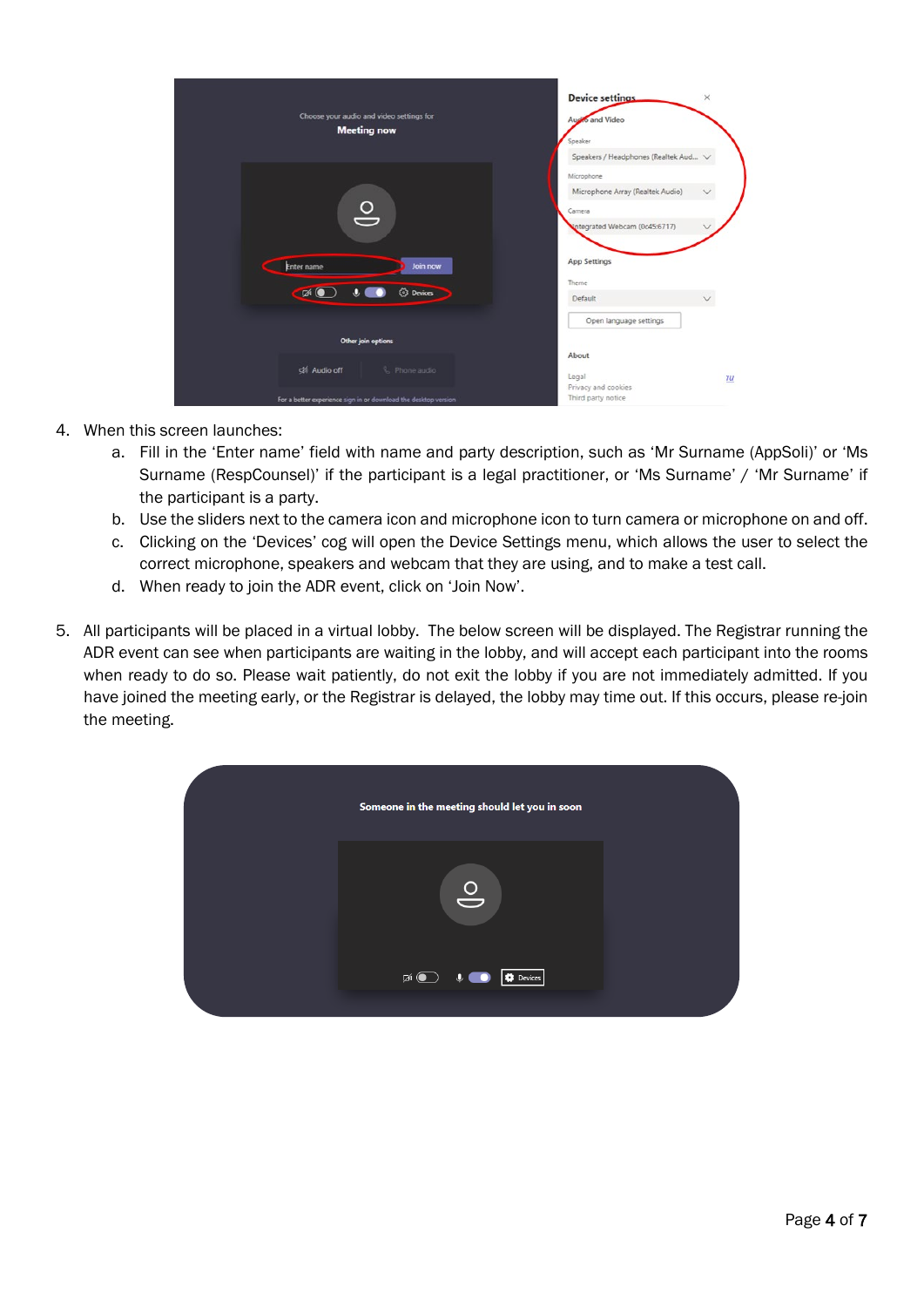4. When this screen launches:
    a. Fill in the 'Enter name' field with name and party description, such as 'Mr Surname (AppSoli)' or 'Ms Surname (RespCounsel)' if the participant is a legal practitioner, or 'Ms Surname' / 'Mr Surname' if the participant is a party.
    b. Use the sliders next to the camera icon and microphone icon to turn camera or microphone on and off.
    c. Clicking on the 'Devices' cog will open the Device Settings menu, which allows the user to select the correct microphone, speakers and webcam that they are using, and to make a test call.
    d. When ready to join the ADR event, click on 'Join Now'.

5. All participants will be placed in a virtual lobby. The below screen will be displayed. The Registrar running the ADR event can see when participants are waiting in the lobby, and will accept each participant into the rooms when ready to do so. Please wait patiently, do not exit the lobby if you are not immediately admitted. If you have joined the meeting early, or the Registrar is delayed, the lobby may time out. If this occurs, please re-join the meeting.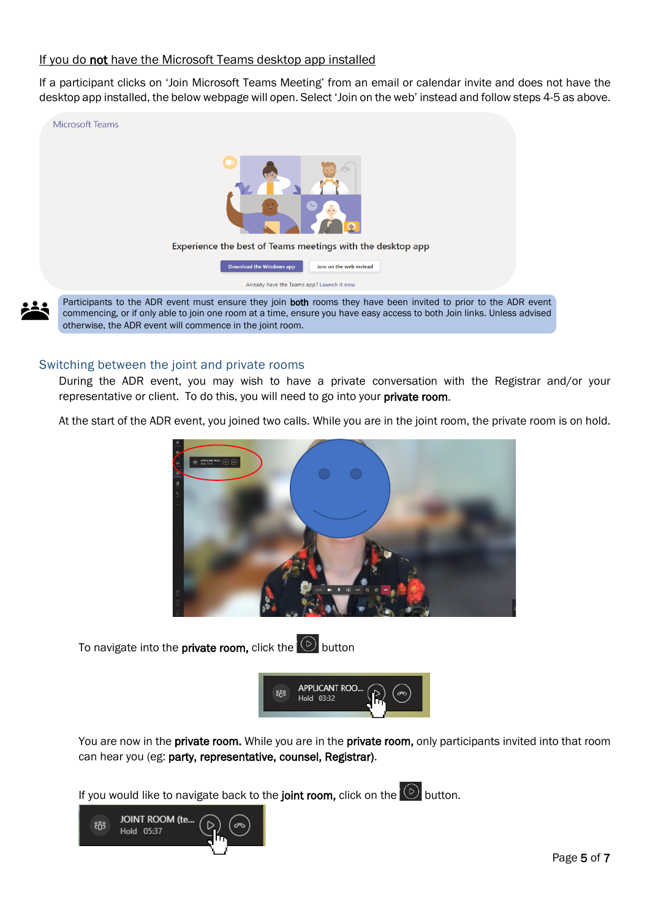If you do **not** have the Microsoft Teams desktop app installed

If a participant clicks on 'Join Microsoft Teams Meeting' from an email or calendar invite and does not have the desktop app installed, the below webpage will open. Select 'Join on the web' instead and follow steps 4-5 as above.

Participants to the ADR event must ensure they join **both** rooms they have been invited to prior to the ADR event commencing, or if only able to join one room at a time, ensure you have easy access to both Join links. Unless advised otherwise, the ADR event will commence in the joint room.

## Switching between the joint and private rooms

During the ADR event, you may wish to have a private conversation with the Registrar and/or your representative or client. To do this, you will need to go into your **private room**.

At the start of the ADR event, you joined two calls. While you are in the joint room, the private room is on hold.

To navigate into the **private room,** click the button

You are now in the **private room.** While you are in the **private room,** only participants invited into that room can hear you (eg: **party, representative, counsel, Registrar**).

If you would like to navigate back to the **joint room,** click on the button.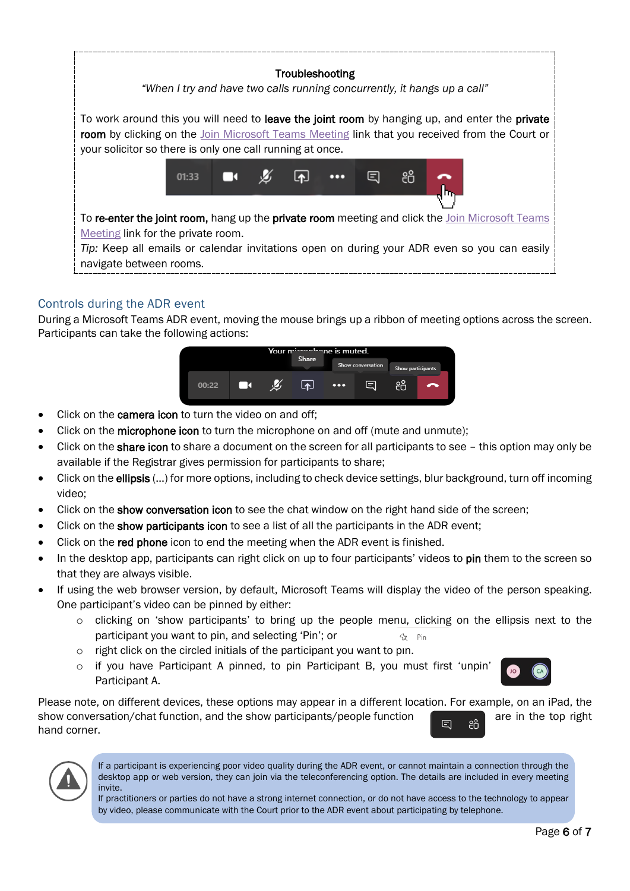**Troubleshooting**

*"When I try and have two calls running concurrently, it hangs up a call"*

To work around this you will need to **leave the joint room** by hanging up, and enter the **private room** by clicking on the Join Microsoft Teams Meeting link that you received from the Court or your solicitor so there is only one call running at once.

To **re-enter the joint room,** hang up the **private room** meeting and click the Join Microsoft Teams Meeting link for the private room.

*Tip:* Keep all emails or calendar invitations open on during your ADR even so you can easily navigate between rooms.

## Controls during the ADR event

During a Microsoft Teams ADR event, moving the mouse brings up a ribbon of meeting options across the screen. Participants can take the following actions:

- Click on the **camera icon** to turn the video on and off;
- Click on the **microphone icon** to turn the microphone on and off (mute and unmute);
- Click on the **share icon** to share a document on the screen for all participants to see – this option may only be available if the Registrar gives permission for participants to share;
- Click on the **ellipsis** (...) for more options, including to check device settings, blur background, turn off incoming video;
- Click on the **show conversation icon** to see the chat window on the right hand side of the screen;
- Click on the **show participants icon** to see a list of all the participants in the ADR event;
- Click on the **red phone** icon to end the meeting when the ADR event is finished.
- In the desktop app, participants can right click on up to four participants' videos to **pin** them to the screen so that they are always visible.
- If using the web browser version, by default, Microsoft Teams will display the video of the person speaking. One participant's video can be pinned by either:
    - clicking on 'show participants' to bring up the people menu, clicking on the ellipsis next to the participant you want to pin, and selecting 'Pin'; or
    - right click on the circled initials of the participant you want to pin.
    - if you have Participant A pinned, to pin Participant B, you must first 'unpin' Participant A.

Please note, on different devices, these options may appear in a different location. For example, on an iPad, the show conversation/chat function, and the show participants/people function are in the top right hand corner.

If a participant is experiencing poor video quality during the ADR event, or cannot maintain a connection through the desktop app or web version, they can join via the teleconferencing option. The details are included in every meeting invite.
If practitioners or parties do not have a strong internet connection, or do not have access to the technology to appear by video, please communicate with the Court prior to the ADR event about participating by telephone.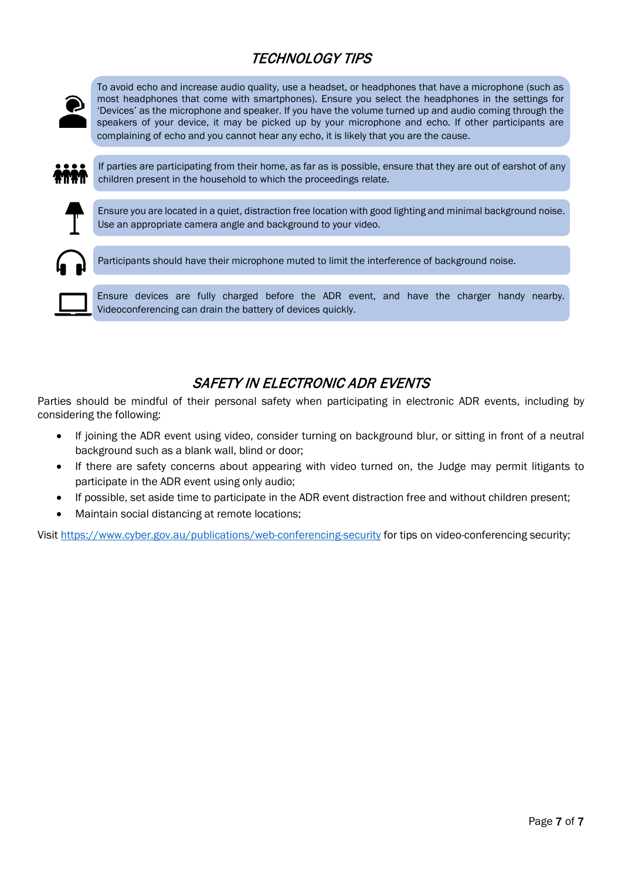## *TECHNOLOGY TIPS*

To avoid echo and increase audio quality, use a headset, or headphones that have a microphone (such as most headphones that come with smartphones). Ensure you select the headphones in the settings for 'Devices' as the microphone and speaker. If you have the volume turned up and audio coming through the speakers of your device, it may be picked up by your microphone and echo. If other participants are complaining of echo and you cannot hear any echo, it is likely that you are the cause.

If parties are participating from their home, as far as is possible, ensure that they are out of earshot of any children present in the household to which the proceedings relate.

Ensure you are located in a quiet, distraction free location with good lighting and minimal background noise. Use an appropriate camera angle and background to your video.

Participants should have their microphone muted to limit the interference of background noise.

Ensure devices are fully charged before the ADR event, and have the charger handy nearby. Videoconferencing can drain the battery of devices quickly.

## *SAFETY IN ELECTRONIC ADR EVENTS*

Parties should be mindful of their personal safety when participating in electronic ADR events, including by considering the following:

- If joining the ADR event using video, consider turning on background blur, or sitting in front of a neutral background such as a blank wall, blind or door;
- If there are safety concerns about appearing with video turned on, the Judge may permit litigants to participate in the ADR event using only audio;
- If possible, set aside time to participate in the ADR event distraction free and without children present;
- Maintain social distancing at remote locations;

Visit [https://www.cyber.gov.au/publications/web-conferencing-security](https://www.cyber.gov.au/publications/web-conferencing-security) for tips on video-conferencing security;